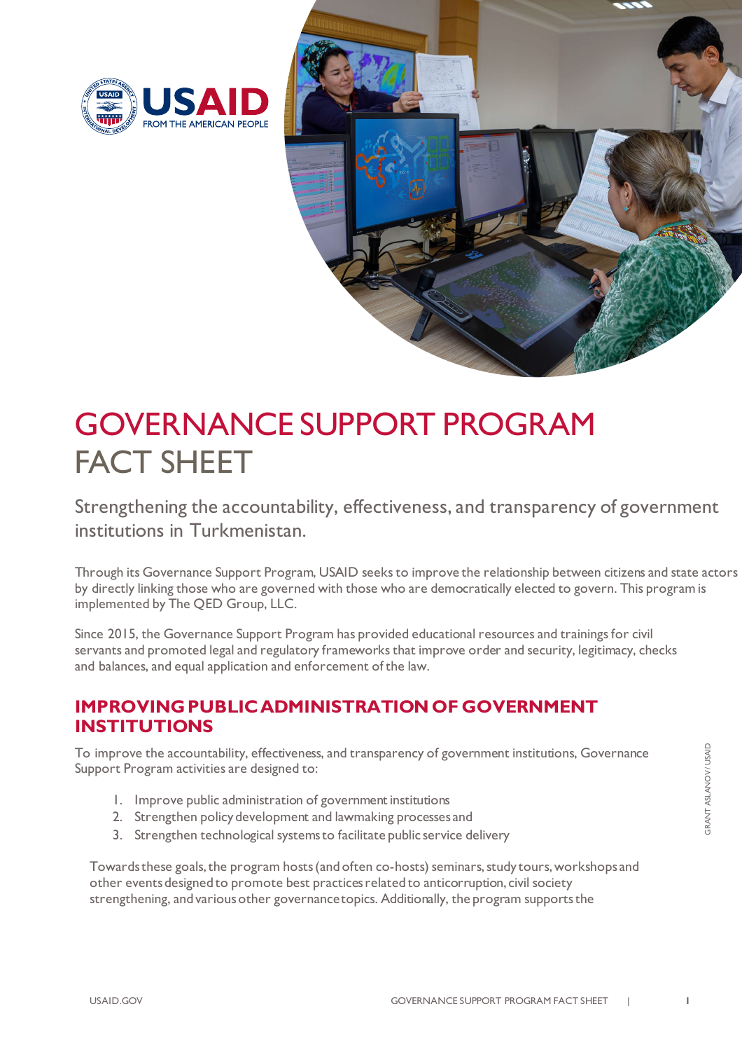# GOVERNANCE SUPPORT PROGRAM FACT SHEET

Strengthening the accountability, effectiveness, and transparency of government institutions in Turkmenistan.

Through its Governance Support Program, USAID seeks to improve the relationship between citizens and state actors by directly linking those who are governed with those who are democratically elected to govern. This program is implemented by The QED Group, LLC.

Since 2015, the Governance Support Program has provided educational resources and trainings for civil servants and promoted legal and regulatory frameworks that improve order and security, legitimacy, checks and balances, and equal application and enforcement of the law.

## IMPROVING PUBLIC ADMINISTRATION OF GOVERNMENT INSTITUTIONS

To improve the accountability, effectiveness, and transparency of government institutions, Governance Support Program activities are designed to:

1. Improve public administration of government institutions
2. Strengthen policy development and lawmaking processes and
3. Strengthen technological systems to facilitate public service delivery

Towards these goals, the program hosts (and often co-hosts) seminars, study tours, workshops and other events designed to promote best practices related to anticorruption, civil society strengthening, and various other governance topics. Additionally, the program supports the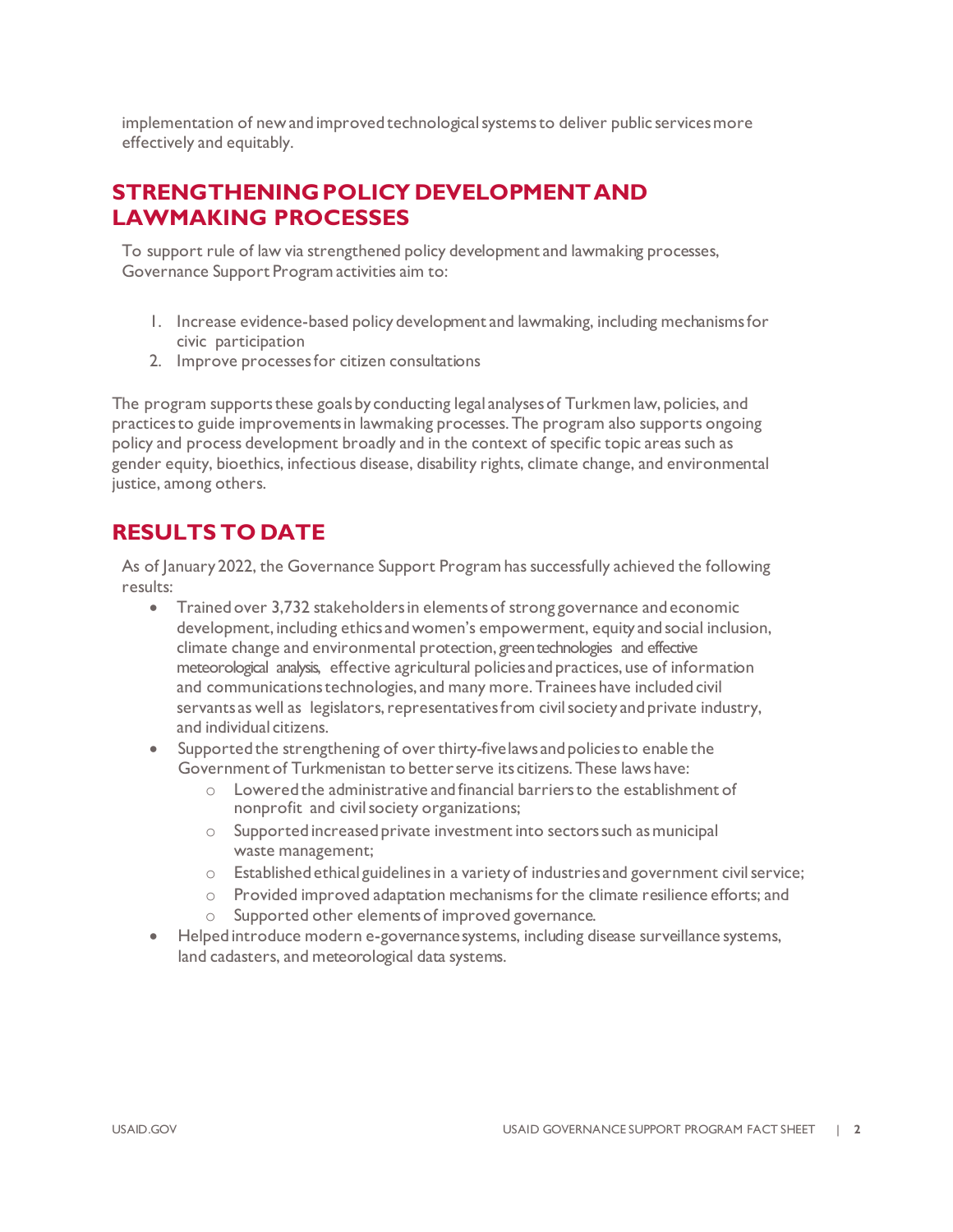implementation of new and improved technological systems to deliver public services more effectively and equitably.

## STRENGTHENING POLICY DEVELOPMENT AND LAWMAKING PROCESSES

To support rule of law via strengthened policy development and lawmaking processes, Governance Support Program activities aim to:

1. Increase evidence-based policy development and lawmaking, including mechanisms for civic participation
2. Improve processes for citizen consultations

The program supports these goals by conducting legal analyses of Turkmen law, policies, and practices to guide improvements in lawmaking processes. The program also supports ongoing policy and process development broadly and in the context of specific topic areas such as gender equity, bioethics, infectious disease, disability rights, climate change, and environmental justice, among others.

## RESULTS TO DATE

As of January 2022, the Governance Support Program has successfully achieved the following results:

- Trained over 3,732 stakeholders in elements of strong governance and economic development, including ethics and women's empowerment, equity and social inclusion, climate change and environmental protection, green technologies and effective meteorological analysis, effective agricultural policies and practices, use of information and communications technologies, and many more. Trainees have included civil servants as well as legislators, representatives from civil society and private industry, and individual citizens.
- Supported the strengthening of over thirty-five laws and policies to enable the Government of Turkmenistan to better serve its citizens. These laws have:
  - Lowered the administrative and financial barriers to the establishment of nonprofit and civil society organizations;
  - Supported increased private investment into sectors such as municipal waste management;
  - Established ethical guidelines in a variety of industries and government civil service;
  - Provided improved adaptation mechanisms for the climate resilience efforts; and
  - Supported other elements of improved governance.
- Helped introduce modern e-governance systems, including disease surveillance systems, land cadasters, and meteorological data systems.